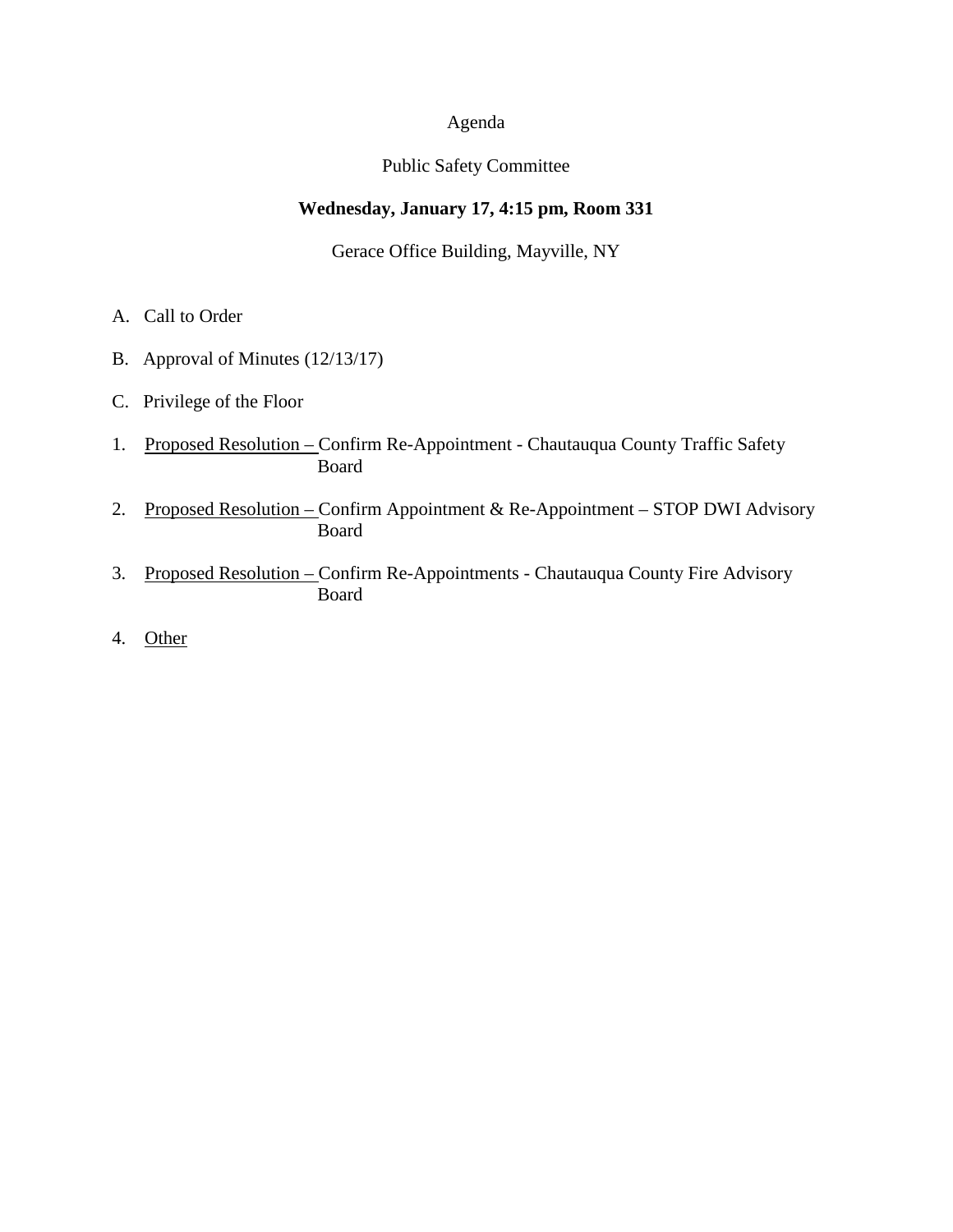Agenda

Public Safety Committee

**Wednesday, January 17, 4:15 pm, Room 331**

Gerace Office Building, Mayville, NY

A. Call to Order

B. Approval of Minutes (12/13/17)

C. Privilege of the Floor

1. <u>Proposed Resolution –</u> Confirm Re-Appointment - Chautauqua County Traffic Safety Board

2. <u>Proposed Resolution –</u> Confirm Appointment & Re-Appointment – STOP DWI Advisory Board

3. <u>Proposed Resolution –</u> Confirm Re-Appointments - Chautauqua County Fire Advisory Board

4. <u>Other</u>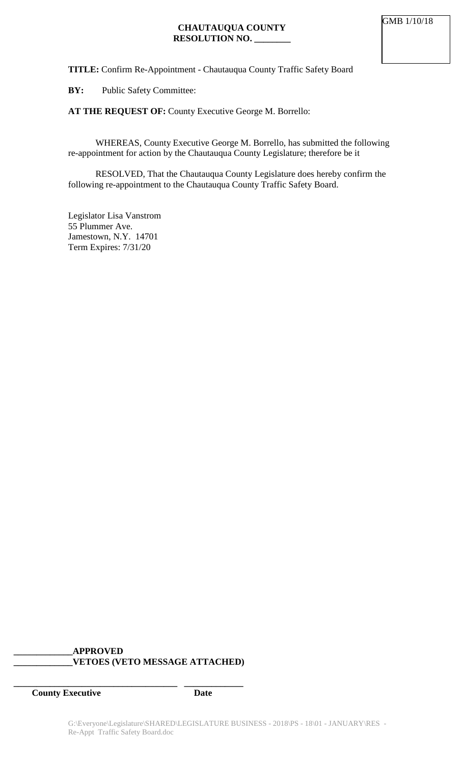GMB 1/10/18

**CHAUTAUQUA COUNTY**
**RESOLUTION NO. ________**

**TITLE:** Confirm Re-Appointment - Chautauqua County Traffic Safety Board

**BY:** Public Safety Committee:

**AT THE REQUEST OF:** County Executive George M. Borrello:

WHEREAS, County Executive George M. Borrello, has submitted the following re-appointment for action by the Chautauqua County Legislature; therefore be it

RESOLVED, That the Chautauqua County Legislature does hereby confirm the following re-appointment to the Chautauqua County Traffic Safety Board.

Legislator Lisa Vanstrom
55 Plummer Ave.
Jamestown, N.Y. 14701
Term Expires: 7/31/20

**_____________APPROVED**
**_____________VETOES (VETO MESSAGE ATTACHED)**

___________________________________ _____________
**County Executive** **Date**

G:\Everyone\Legislature\SHARED\LEGISLATURE BUSINESS - 2018\PS - 18\01 - JANUARY\RES - Re-Appt Traffic Safety Board.doc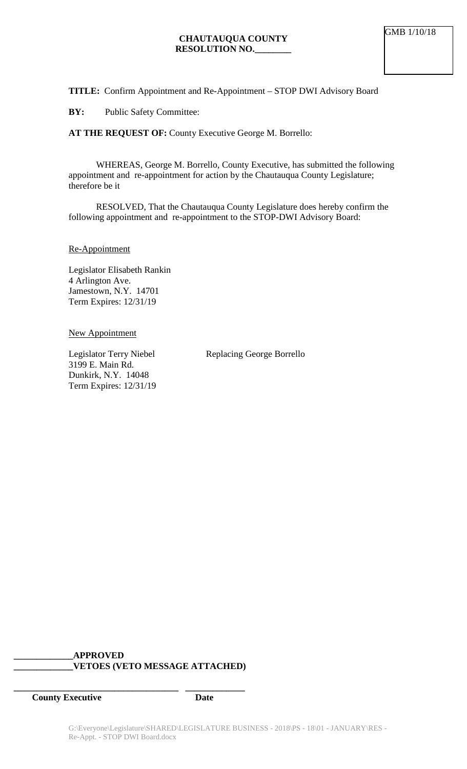GMB 1/10/18

**CHAUTAUQUA COUNTY**
**RESOLUTION NO.________**

**TITLE:** Confirm Appointment and Re-Appointment – STOP DWI Advisory Board

**BY:** Public Safety Committee:

**AT THE REQUEST OF:** County Executive George M. Borrello:

WHEREAS, George M. Borrello, County Executive, has submitted the following appointment and re-appointment for action by the Chautauqua County Legislature; therefore be it

RESOLVED, That the Chautauqua County Legislature does hereby confirm the following appointment and re-appointment to the STOP-DWI Advisory Board:

Re-Appointment

Legislator Elisabeth Rankin
4 Arlington Ave.
Jamestown, N.Y. 14701
Term Expires: 12/31/19

New Appointment

Legislator Terry Niebel — Replacing George Borrello
3199 E. Main Rd.
Dunkirk, N.Y. 14048
Term Expires: 12/31/19

**_____________APPROVED**
**_____________VETOES (VETO MESSAGE ATTACHED)**

**____________________________________ _____________**
**County Executive Date**

G:\Everyone\Legislature\SHARED\LEGISLATURE BUSINESS - 2018\PS - 18\01 - JANUARY\RES - Re-Appt. - STOP DWI Board.docx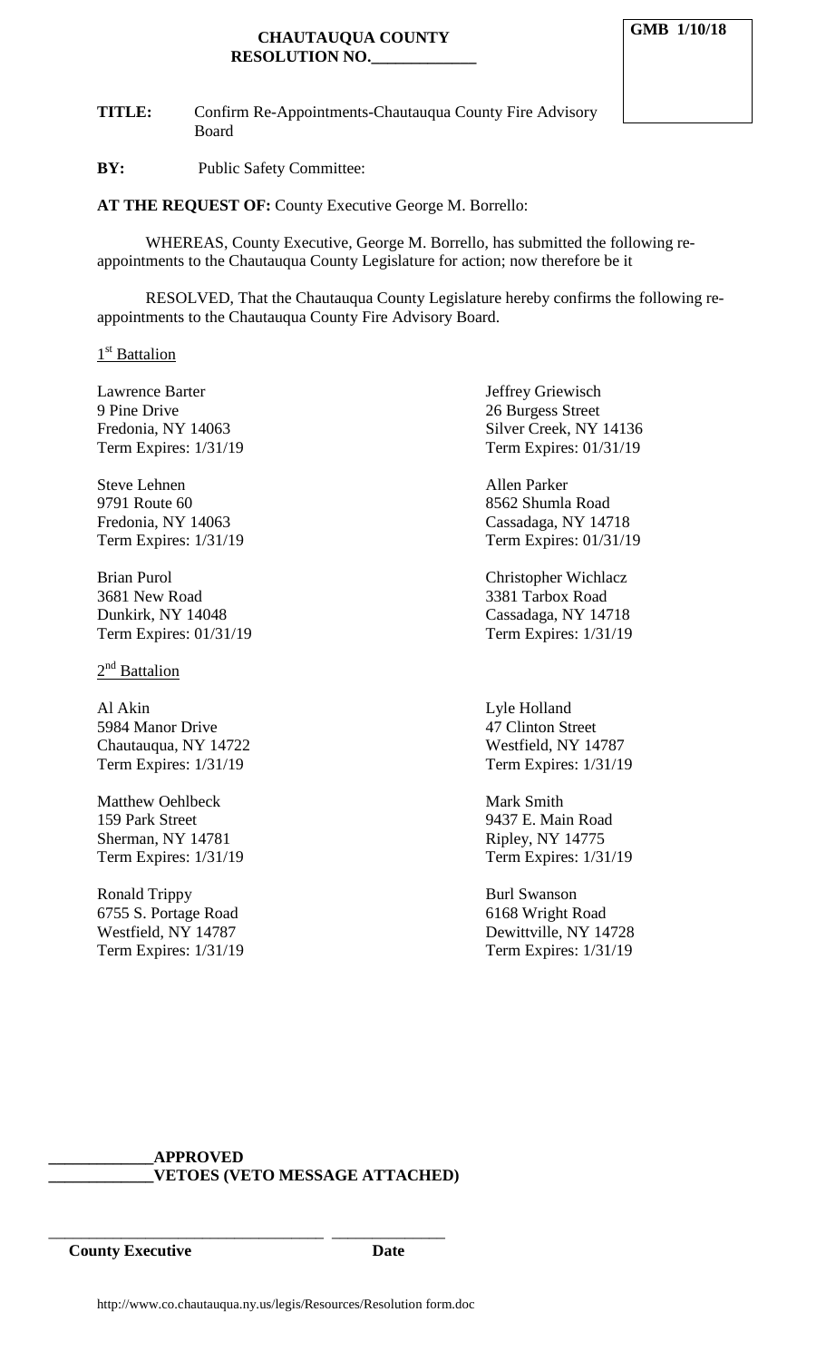**CHAUTAUQUA COUNTY**
**RESOLUTION NO.\_\_\_\_\_\_\_\_\_\_\_\_\_**

**GMB 1/10/18**

**TITLE:** Confirm Re-Appointments-Chautauqua County Fire Advisory Board

**BY:** Public Safety Committee:

**AT THE REQUEST OF:** County Executive George M. Borrello:

WHEREAS, County Executive, George M. Borrello, has submitted the following re-appointments to the Chautauqua County Legislature for action; now therefore be it

RESOLVED, That the Chautauqua County Legislature hereby confirms the following re-appointments to the Chautauqua County Fire Advisory Board.

1st Battalion

Lawrence Barter
9 Pine Drive
Fredonia, NY 14063
Term Expires: 1/31/19

Jeffrey Griewisch
26 Burgess Street
Silver Creek, NY 14136
Term Expires: 01/31/19

Steve Lehnen
9791 Route 60
Fredonia, NY 14063
Term Expires: 1/31/19

Allen Parker
8562 Shumla Road
Cassadaga, NY 14718
Term Expires: 01/31/19

Brian Purol
3681 New Road
Dunkirk, NY 14048
Term Expires: 01/31/19

Christopher Wichlacz
3381 Tarbox Road
Cassadaga, NY 14718
Term Expires: 1/31/19

2nd Battalion

Al Akin
5984 Manor Drive
Chautauqua, NY 14722
Term Expires: 1/31/19

Lyle Holland
47 Clinton Street
Westfield, NY 14787
Term Expires: 1/31/19

Matthew Oehlbeck
159 Park Street
Sherman, NY 14781
Term Expires: 1/31/19

Mark Smith
9437 E. Main Road
Ripley, NY 14775
Term Expires: 1/31/19

Ronald Trippy
6755 S. Portage Road
Westfield, NY 14787
Term Expires: 1/31/19

Burl Swanson
6168 Wright Road
Dewittville, NY 14728
Term Expires: 1/31/19

\_\_\_\_\_\_\_\_\_\_\_\_\_**APPROVED**
\_\_\_\_\_\_\_\_\_\_\_\_\_**VETOES (VETO MESSAGE ATTACHED)**

\_\_\_\_\_\_\_\_\_\_\_\_\_\_\_\_\_\_\_\_\_\_\_\_\_\_\_\_\_\_\_\_\_\_ \_\_\_\_\_\_\_\_\_\_\_\_\_\_
**County Executive** **Date**

http://www.co.chautauqua.ny.us/legis/Resources/Resolution form.doc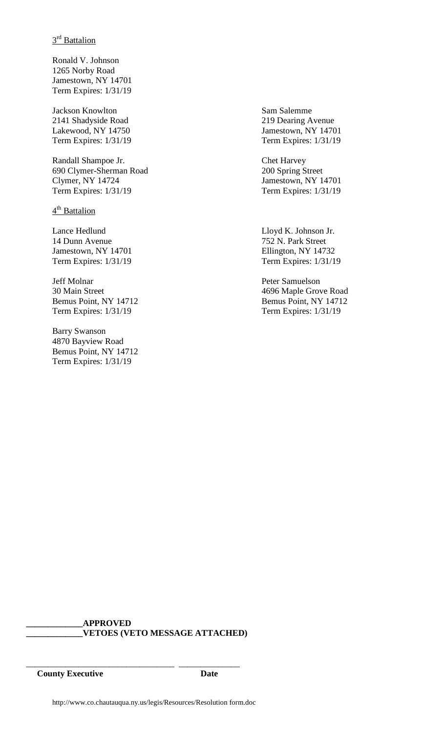3rd Battalion

Ronald V. Johnson
1265 Norby Road
Jamestown, NY 14701
Term Expires: 1/31/19

Jackson Knowlton
2141 Shadyside Road
Lakewood, NY 14750
Term Expires: 1/31/19

Sam Salemme
219 Dearing Avenue
Jamestown, NY 14701
Term Expires: 1/31/19

Randall Shampoe Jr.
690 Clymer-Sherman Road
Clymer, NY 14724
Term Expires: 1/31/19

Chet Harvey
200 Spring Street
Jamestown, NY 14701
Term Expires: 1/31/19

4th Battalion

Lance Hedlund
14 Dunn Avenue
Jamestown, NY 14701
Term Expires: 1/31/19

Lloyd K. Johnson Jr.
752 N. Park Street
Ellington, NY 14732
Term Expires: 1/31/19

Jeff Molnar
30 Main Street
Bemus Point, NY 14712
Term Expires: 1/31/19

Peter Samuelson
4696 Maple Grove Road
Bemus Point, NY 14712
Term Expires: 1/31/19

Barry Swanson
4870 Bayview Road
Bemus Point, NY 14712
Term Expires: 1/31/19

**____________APPROVED**
**____________VETOES (VETO MESSAGE ATTACHED)**

________________________________ ______________
**County Executive** **Date**

http://www.co.chautauqua.ny.us/legis/Resources/Resolution form.doc